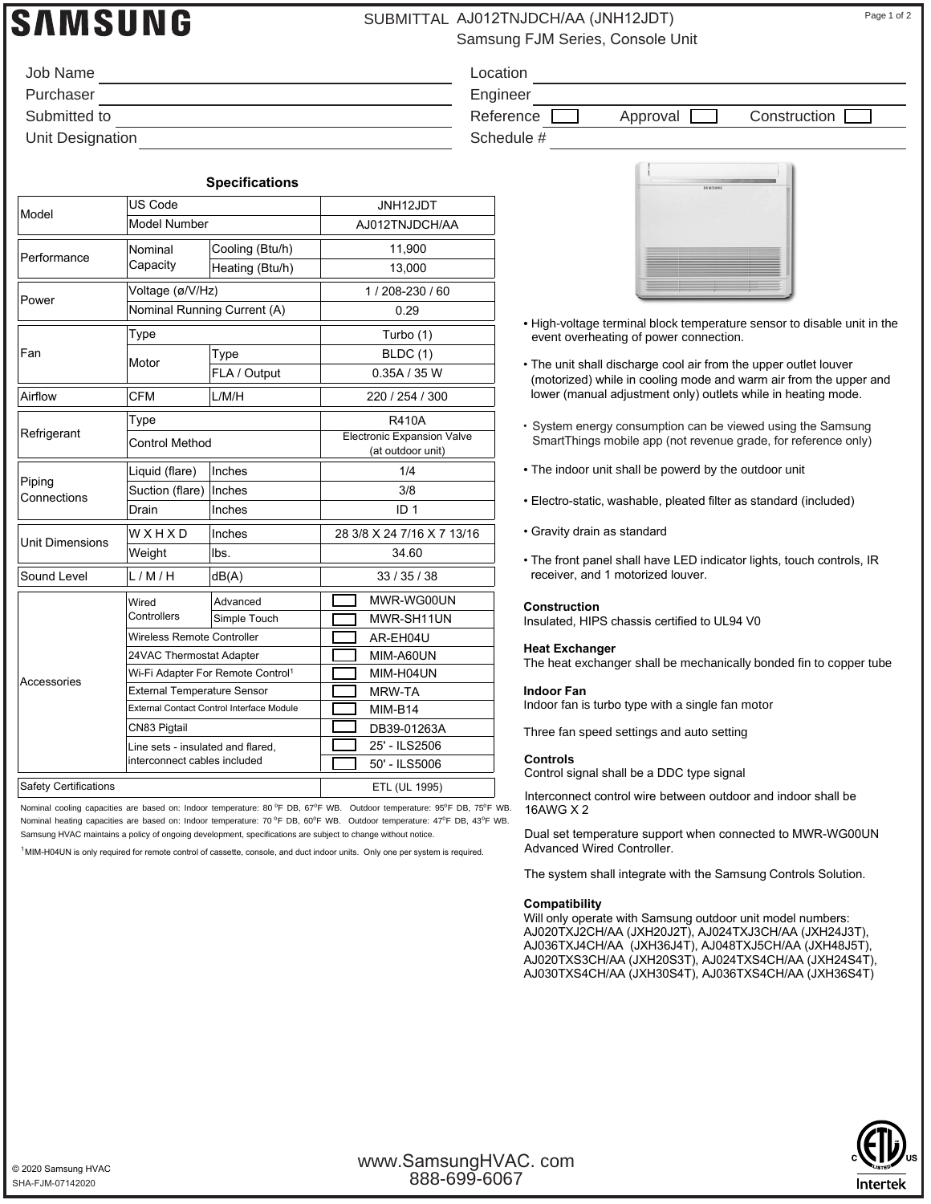# SAMSUNG

SUBMITTAL AJ012TNJDCH/AA (JNH12JDT)
Samsung FJM Series, Console Unit

Job Name ____________________

Purchaser ____________________

Submitted to ____________________

Unit Designation ____________________

Location ____________________

Engineer ____________________

Reference ☐ Approval ☐ Construction ☐

Schedule # ____________________

## Specifications

| | | | |
|---|---|---|---|
| Model | US Code | | JNH12JDT |
| | Model Number | | AJ012TNJDCH/AA |
| Performance | Nominal Capacity | Cooling (Btu/h) | 11,900 |
| | | Heating (Btu/h) | 13,000 |
| Power | Voltage (ø/V/Hz) | | 1 / 208-230 / 60 |
| | Nominal Running Current (A) | | 0.29 |
| Fan | Type | | Turbo (1) |
| | Motor | Type | BLDC (1) |
| | | FLA / Output | 0.35A / 35 W |
| Airflow | CFM | L/M/H | 220 / 254 / 300 |
| Refrigerant | Type | | R410A |
| | Control Method | | Electronic Expansion Valve (at outdoor unit) |
| Piping Connections | Liquid (flare) | Inches | 1/4 |
| | Suction (flare) | Inches | 3/8 |
| | Drain | Inches | ID 1 |
| Unit Dimensions | W X H X D | Inches | 28 3/8 X 24 7/16 X 7 13/16 |
| | Weight | lbs. | 34.60 |
| Sound Level | L / M / H | dB(A) | 33 / 35 / 38 |
| Accessories | Wired Controllers | Advanced | ☐ MWR-WG00UN |
| | | Simple Touch | ☐ MWR-SH11UN |
| | Wireless Remote Controller | | ☐ AR-EH04U |
| | 24VAC Thermostat Adapter | | ☐ MIM-A60UN |
| | Wi-Fi Adapter For Remote Control[1] | | ☐ MIM-H04UN |
| | External Temperature Sensor | | ☐ MRW-TA |
| | External Contact Control Interface Module | | ☐ MIM-B14 |
| | CN83 Pigtail | | ☐ DB39-01263A |
| | Line sets - insulated and flared, interconnect cables included | | ☐ 25' - ILS2506 |
| | | | ☐ 50' - ILS5006 |
| Safety Certifications | | | ETL (UL 1995) |

Nominal cooling capacities are based on: Indoor temperature: 80 °F DB, 67°F WB. Outdoor temperature: 95°F DB, 75°F WB. Nominal heating capacities are based on: Indoor temperature: 70 °F DB, 60°F WB. Outdoor temperature: 47°F DB, 43°F WB. Samsung HVAC maintains a policy of ongoing development, specifications are subject to change without notice.

[1] MIM-H04UN is only required for remote control of cassette, console, and duct indoor units. Only one per system is required.

- High-voltage terminal block temperature sensor to disable unit in the event overheating of power connection.
- The unit shall discharge cool air from the upper outlet louver (motorized) while in cooling mode and warm air from the upper and lower (manual adjustment only) outlets while in heating mode.
- System energy consumption can be viewed using the Samsung SmartThings mobile app (not revenue grade, for reference only)
- The indoor unit shall be powerd by the outdoor unit
- Electro-static, washable, pleated filter as standard (included)
- Gravity drain as standard
- The front panel shall have LED indicator lights, touch controls, IR receiver, and 1 motorized louver.

**Construction**
Insulated, HIPS chassis certified to UL94 V0

**Heat Exchanger**
The heat exchanger shall be mechanically bonded fin to copper tube

**Indoor Fan**
Indoor fan is turbo type with a single fan motor

Three fan speed settings and auto setting

**Controls**
Control signal shall be a DDC type signal

Interconnect control wire between outdoor and indoor shall be 16AWG X 2

Dual set temperature support when connected to MWR-WG00UN Advanced Wired Controller.

The system shall integrate with the Samsung Controls Solution.

**Compatibility**
Will only operate with Samsung outdoor unit model numbers: AJ020TXJ2CH/AA (JXH20J2T), AJ024TXJ3CH/AA (JXH24J3T), AJ036TXJ4CH/AA (JXH36J4T), AJ048TXJ5CH/AA (JXH48J5T), AJ020TXS3CH/AA (JXH20S3T), AJ024TXS4CH/AA (JXH24S4T), AJ030TXS4CH/AA (JXH30S4T), AJ036TXS4CH/AA (JXH36S4T)

© 2020 Samsung HVAC
SHA-FJM-07142020

www.SamsungHVAC. com
888-699-6067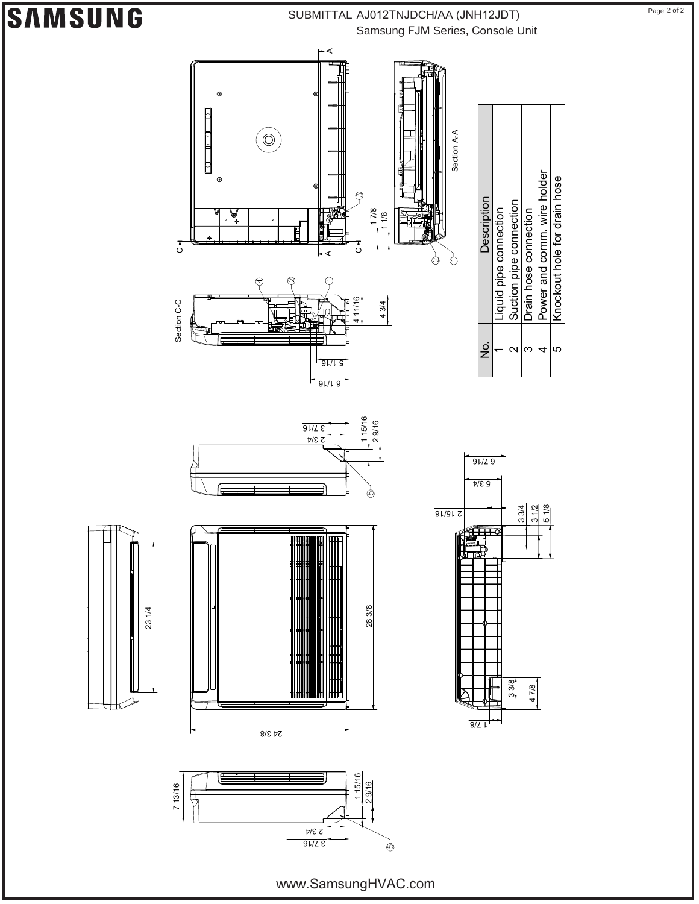# SUBMITTAL AJ012TNJDCH/AA (JNH12JDT)

## Samsung FJM Series, Console Unit

Section A-A

Section C-C

1 7/8

1 1/8

4 11/16

4 3/4

5 1/16

6 1/16

3 7/16

2 3/4

1 15/16

2 9/16

23 1/4

28 3/8

24 3/8

6 7/16

5 3/4

2 15/16

3 3/4

3 1/2

5 1/8

3 3/8

4 7/8

1 7/8

7 13/16

1 15/16

2 9/16

2 3/4

3 7/16

| No. | Description |
| --- | --- |
| 1 | Liquid pipe connection |
| 2 | Suction pipe connection |
| 3 | Drain hose connection |
| 4 | Power and comm. wire holder |
| 5 | Knockout hole for drain hose |

www.SamsungHVAC.com